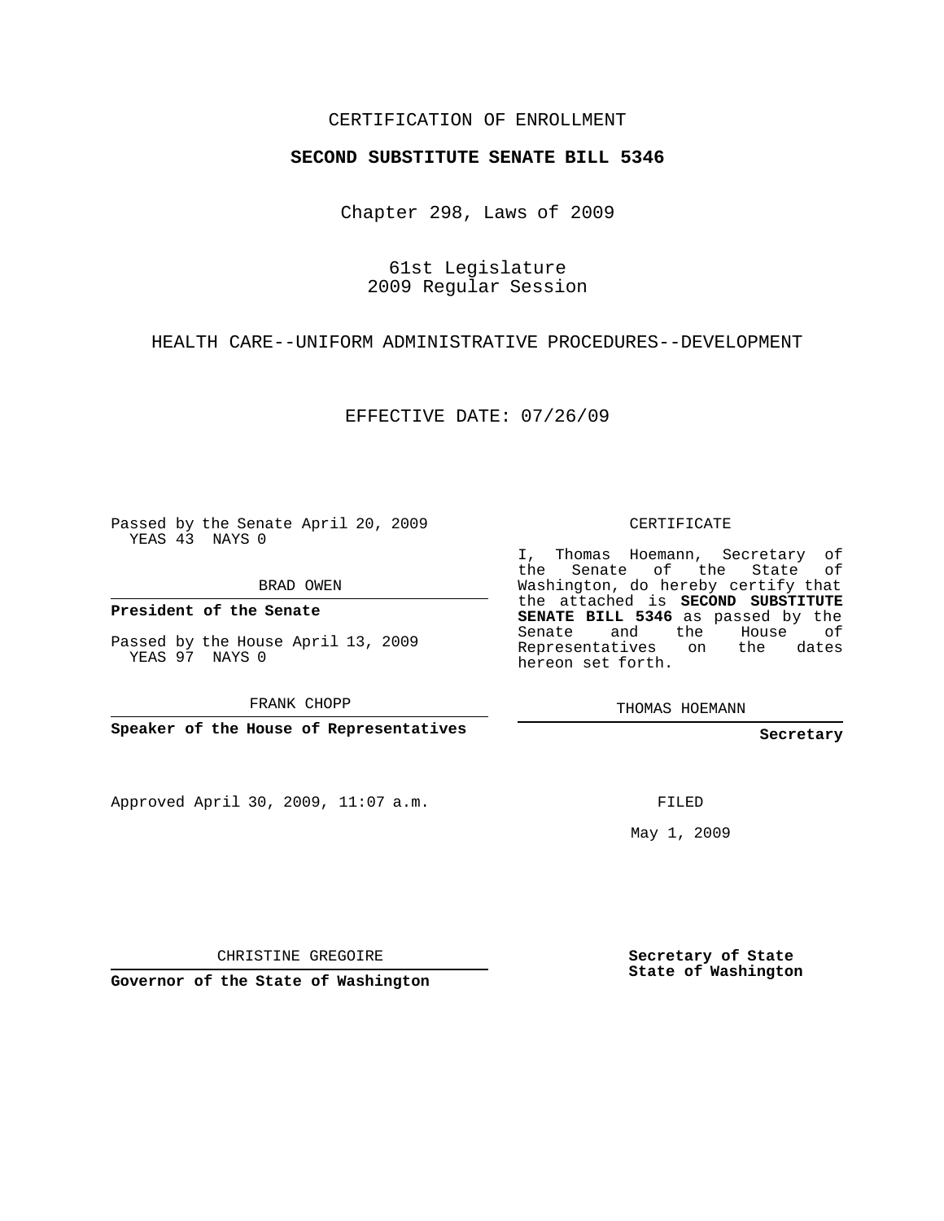CERTIFICATION OF ENROLLMENT

**SECOND SUBSTITUTE SENATE BILL 5346**

Chapter 298, Laws of 2009

61st Legislature
2009 Regular Session

HEALTH CARE--UNIFORM ADMINISTRATIVE PROCEDURES--DEVELOPMENT

EFFECTIVE DATE: 07/26/09

Passed by the Senate April 20, 2009
YEAS 43 NAYS 0

BRAD OWEN

**President of the Senate**

Passed by the House April 13, 2009
YEAS 97 NAYS 0

FRANK CHOPP

**Speaker of the House of Representatives**

Approved April 30, 2009, 11:07 a.m.

CHRISTINE GREGOIRE

**Governor of the State of Washington**

CERTIFICATE

I, Thomas Hoemann, Secretary of the Senate of the State of Washington, do hereby certify that the attached is **SECOND SUBSTITUTE SENATE BILL 5346** as passed by the Senate and the House of Representatives on the dates hereon set forth.

THOMAS HOEMANN

**Secretary**

FILED

May 1, 2009

**Secretary of State**
**State of Washington**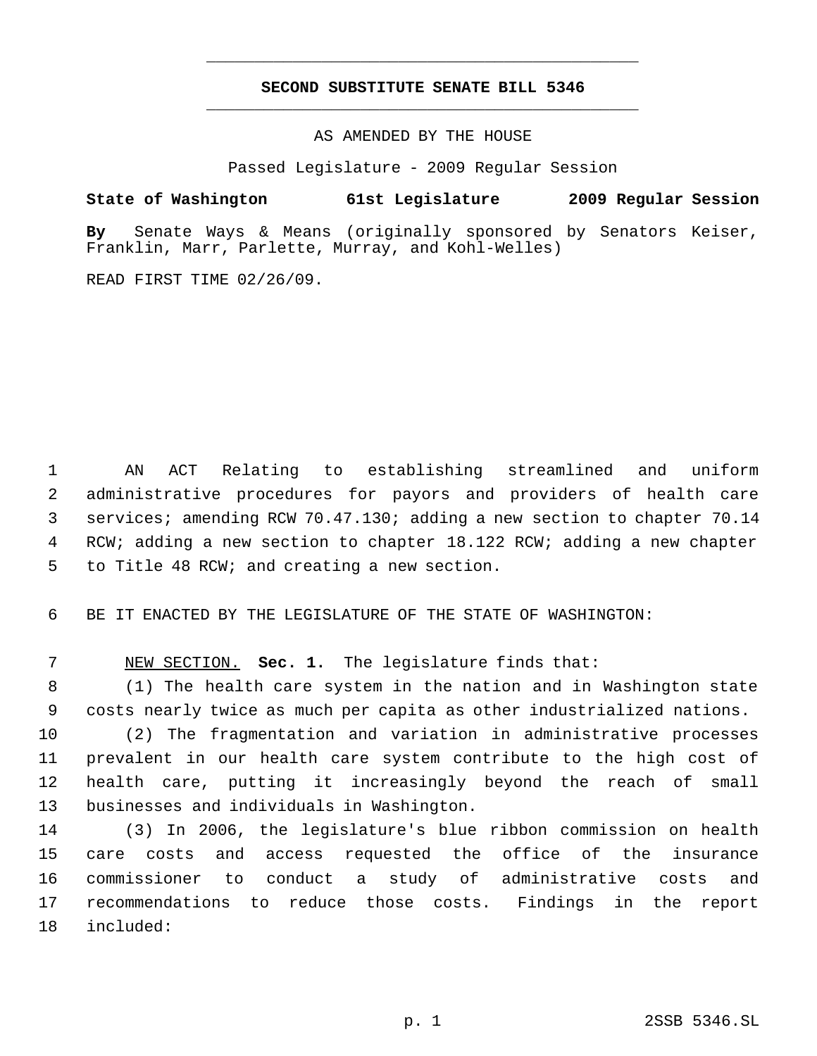# SECOND SUBSTITUTE SENATE BILL 5346

AS AMENDED BY THE HOUSE

Passed Legislature - 2009 Regular Session

**State of Washington 61st Legislature 2009 Regular Session**

**By** Senate Ways & Means (originally sponsored by Senators Keiser, Franklin, Marr, Parlette, Murray, and Kohl-Welles)

READ FIRST TIME 02/26/09.

AN ACT Relating to establishing streamlined and uniform administrative procedures for payors and providers of health care services; amending RCW 70.47.130; adding a new section to chapter 70.14 RCW; adding a new section to chapter 18.122 RCW; adding a new chapter to Title 48 RCW; and creating a new section.

BE IT ENACTED BY THE LEGISLATURE OF THE STATE OF WASHINGTON:

NEW SECTION. **Sec. 1.** The legislature finds that:

(1) The health care system in the nation and in Washington state costs nearly twice as much per capita as other industrialized nations.

(2) The fragmentation and variation in administrative processes prevalent in our health care system contribute to the high cost of health care, putting it increasingly beyond the reach of small businesses and individuals in Washington.

(3) In 2006, the legislature's blue ribbon commission on health care costs and access requested the office of the insurance commissioner to conduct a study of administrative costs and recommendations to reduce those costs. Findings in the report included: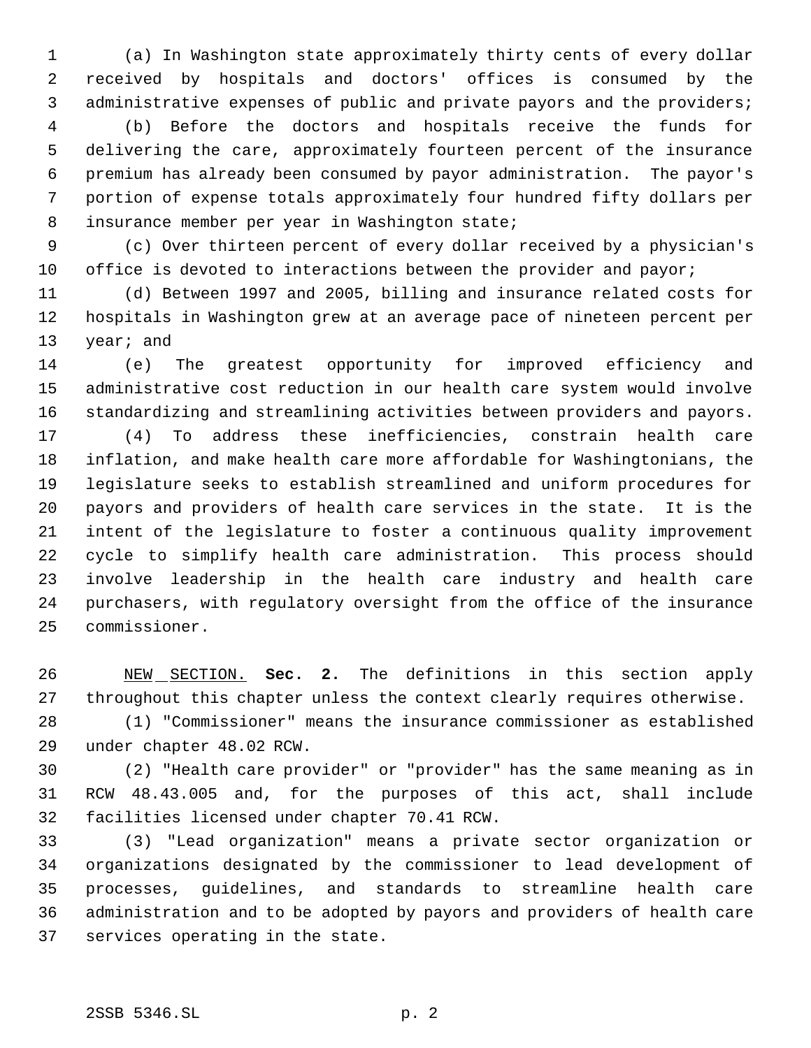(a) In Washington state approximately thirty cents of every dollar received by hospitals and doctors' offices is consumed by the administrative expenses of public and private payors and the providers;

(b) Before the doctors and hospitals receive the funds for delivering the care, approximately fourteen percent of the insurance premium has already been consumed by payor administration. The payor's portion of expense totals approximately four hundred fifty dollars per insurance member per year in Washington state;

(c) Over thirteen percent of every dollar received by a physician's office is devoted to interactions between the provider and payor;

(d) Between 1997 and 2005, billing and insurance related costs for hospitals in Washington grew at an average pace of nineteen percent per year; and

(e) The greatest opportunity for improved efficiency and administrative cost reduction in our health care system would involve standardizing and streamlining activities between providers and payors.

(4) To address these inefficiencies, constrain health care inflation, and make health care more affordable for Washingtonians, the legislature seeks to establish streamlined and uniform procedures for payors and providers of health care services in the state. It is the intent of the legislature to foster a continuous quality improvement cycle to simplify health care administration. This process should involve leadership in the health care industry and health care purchasers, with regulatory oversight from the office of the insurance commissioner.

NEW SECTION. **Sec. 2.** The definitions in this section apply throughout this chapter unless the context clearly requires otherwise.

(1) "Commissioner" means the insurance commissioner as established under chapter 48.02 RCW.

(2) "Health care provider" or "provider" has the same meaning as in RCW 48.43.005 and, for the purposes of this act, shall include facilities licensed under chapter 70.41 RCW.

(3) "Lead organization" means a private sector organization or organizations designated by the commissioner to lead development of processes, guidelines, and standards to streamline health care administration and to be adopted by payors and providers of health care services operating in the state.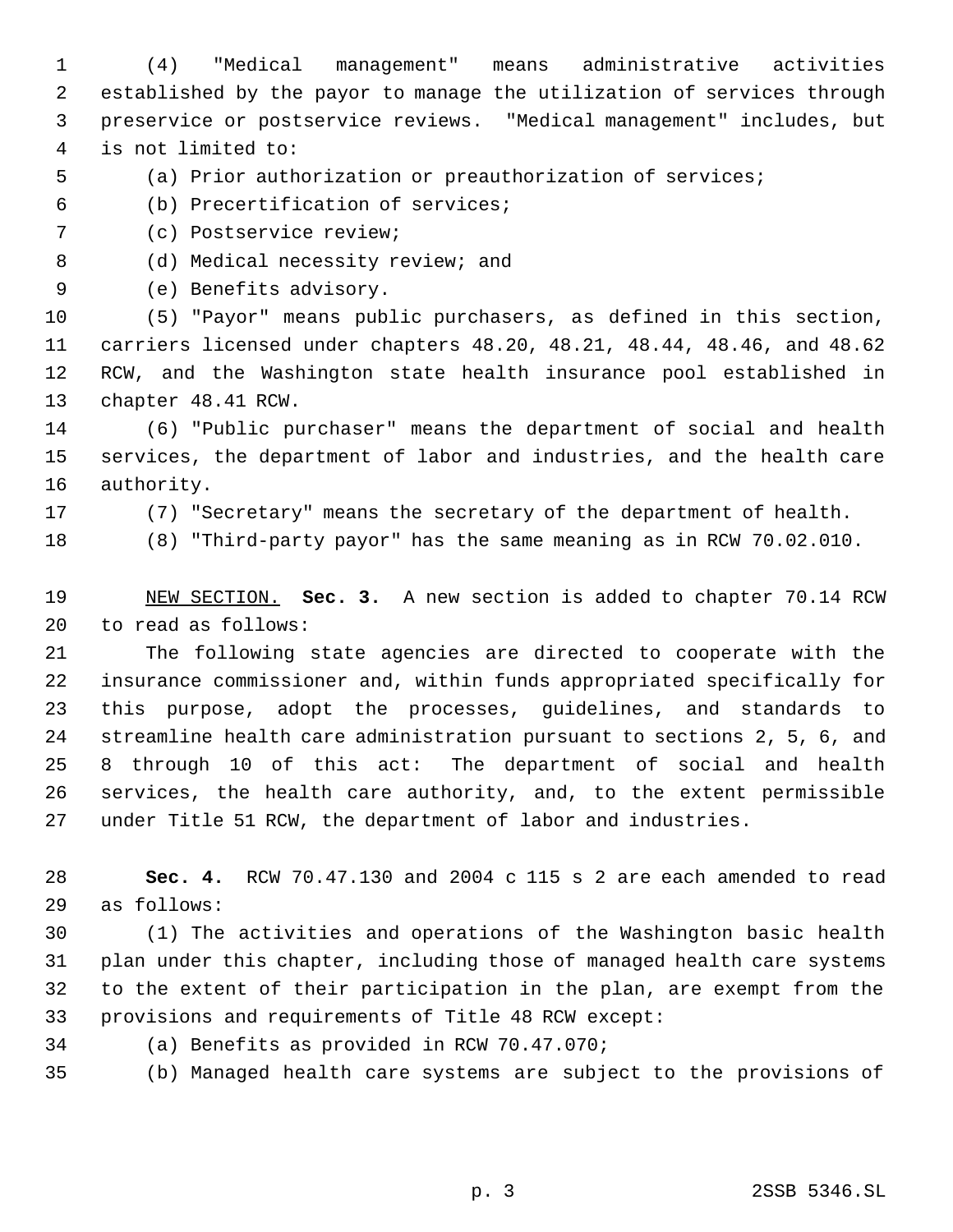(4) "Medical management" means administrative activities established by the payor to manage the utilization of services through preservice or postservice reviews. "Medical management" includes, but is not limited to:

(a) Prior authorization or preauthorization of services;

(b) Precertification of services;

(c) Postservice review;

(d) Medical necessity review; and

(e) Benefits advisory.

(5) "Payor" means public purchasers, as defined in this section, carriers licensed under chapters 48.20, 48.21, 48.44, 48.46, and 48.62 RCW, and the Washington state health insurance pool established in chapter 48.41 RCW.

(6) "Public purchaser" means the department of social and health services, the department of labor and industries, and the health care authority.

(7) "Secretary" means the secretary of the department of health.

(8) "Third-party payor" has the same meaning as in RCW 70.02.010.

NEW SECTION. **Sec. 3.** A new section is added to chapter 70.14 RCW to read as follows:

The following state agencies are directed to cooperate with the insurance commissioner and, within funds appropriated specifically for this purpose, adopt the processes, guidelines, and standards to streamline health care administration pursuant to sections 2, 5, 6, and 8 through 10 of this act: The department of social and health services, the health care authority, and, to the extent permissible under Title 51 RCW, the department of labor and industries.

**Sec. 4.** RCW 70.47.130 and 2004 c 115 s 2 are each amended to read as follows:

(1) The activities and operations of the Washington basic health plan under this chapter, including those of managed health care systems to the extent of their participation in the plan, are exempt from the provisions and requirements of Title 48 RCW except:

(a) Benefits as provided in RCW 70.47.070;

(b) Managed health care systems are subject to the provisions of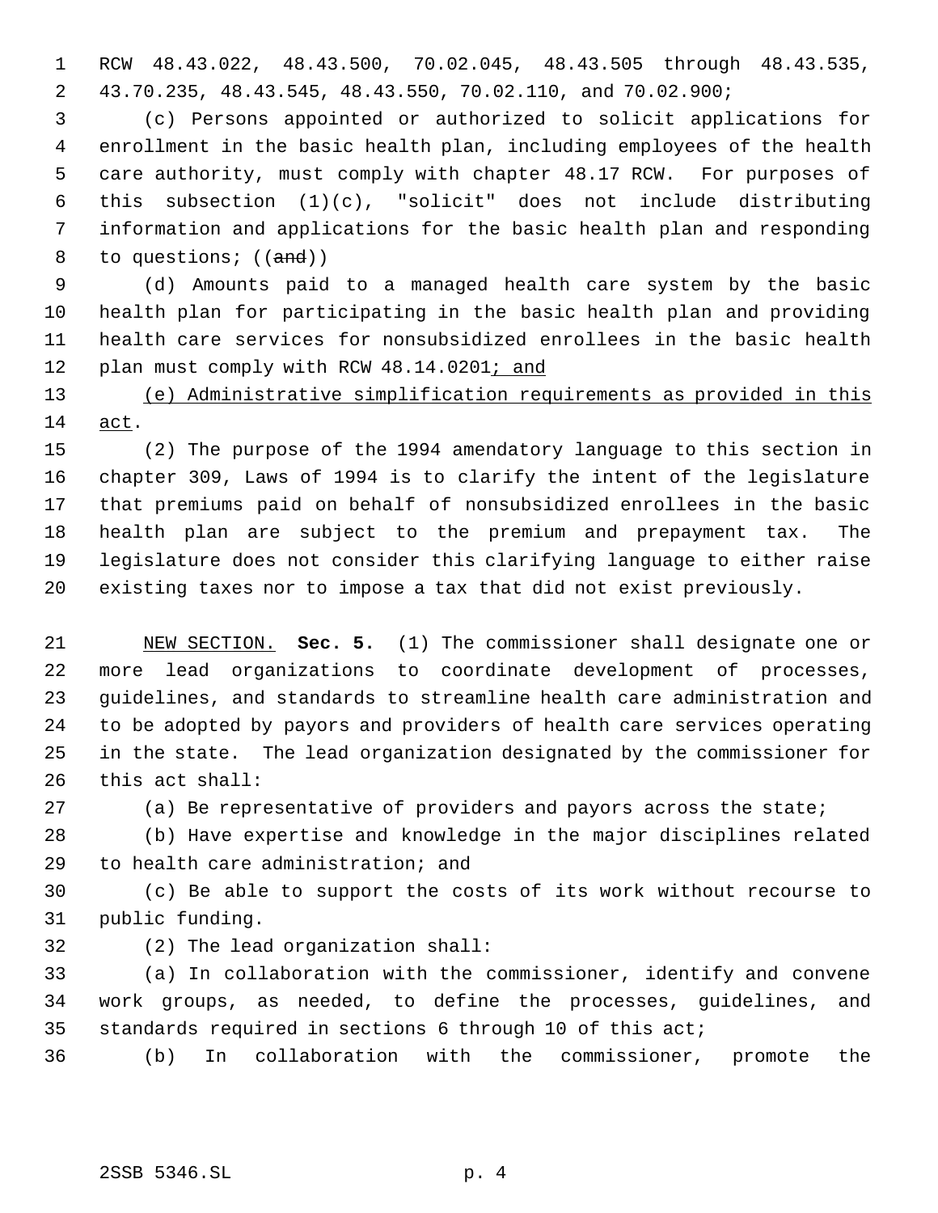RCW 48.43.022, 48.43.500, 70.02.045, 48.43.505 through 48.43.535, 43.70.235, 48.43.545, 48.43.550, 70.02.110, and 70.02.900;

(c) Persons appointed or authorized to solicit applications for enrollment in the basic health plan, including employees of the health care authority, must comply with chapter 48.17 RCW. For purposes of this subsection (1)(c), "solicit" does not include distributing information and applications for the basic health plan and responding to questions; ((~~and~~))

(d) Amounts paid to a managed health care system by the basic health plan for participating in the basic health plan and providing health care services for nonsubsidized enrollees in the basic health plan must comply with RCW 48.14.0201<u>; and</u>

<u>(e) Administrative simplification requirements as provided in this act</u>.

(2) The purpose of the 1994 amendatory language to this section in chapter 309, Laws of 1994 is to clarify the intent of the legislature that premiums paid on behalf of nonsubsidized enrollees in the basic health plan are subject to the premium and prepayment tax. The legislature does not consider this clarifying language to either raise existing taxes nor to impose a tax that did not exist previously.

<u>NEW SECTION.</u> **Sec. 5.** (1) The commissioner shall designate one or more lead organizations to coordinate development of processes, guidelines, and standards to streamline health care administration and to be adopted by payors and providers of health care services operating in the state. The lead organization designated by the commissioner for this act shall:

(a) Be representative of providers and payors across the state;

(b) Have expertise and knowledge in the major disciplines related to health care administration; and

(c) Be able to support the costs of its work without recourse to public funding.

(2) The lead organization shall:

(a) In collaboration with the commissioner, identify and convene work groups, as needed, to define the processes, guidelines, and standards required in sections 6 through 10 of this act;

(b) In collaboration with the commissioner, promote the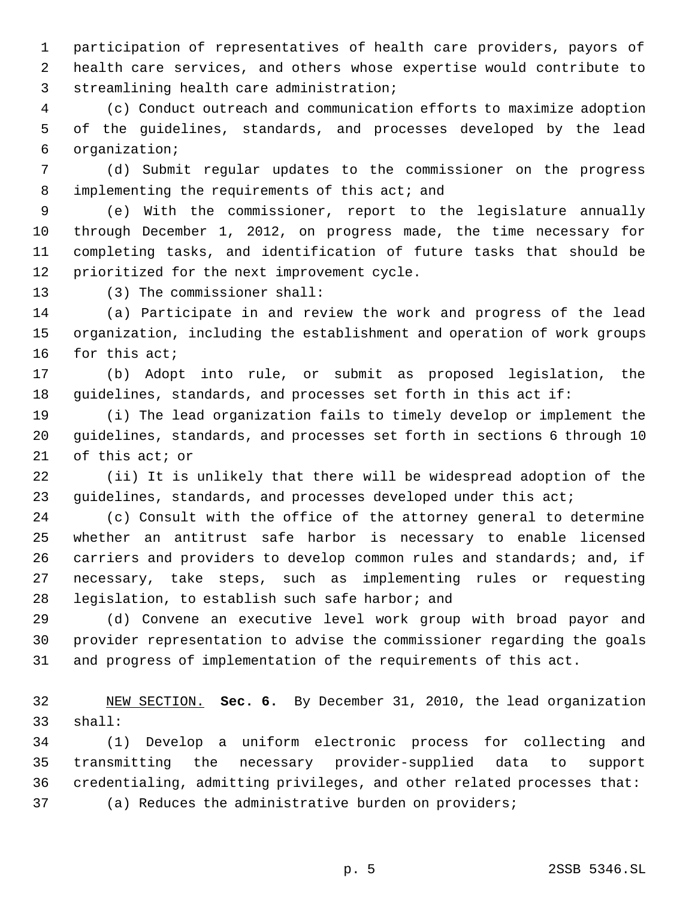participation of representatives of health care providers, payors of health care services, and others whose expertise would contribute to streamlining health care administration;

(c) Conduct outreach and communication efforts to maximize adoption of the guidelines, standards, and processes developed by the lead organization;

(d) Submit regular updates to the commissioner on the progress implementing the requirements of this act; and

(e) With the commissioner, report to the legislature annually through December 1, 2012, on progress made, the time necessary for completing tasks, and identification of future tasks that should be prioritized for the next improvement cycle.

(3) The commissioner shall:

(a) Participate in and review the work and progress of the lead organization, including the establishment and operation of work groups for this act;

(b) Adopt into rule, or submit as proposed legislation, the guidelines, standards, and processes set forth in this act if:

(i) The lead organization fails to timely develop or implement the guidelines, standards, and processes set forth in sections 6 through 10 of this act; or

(ii) It is unlikely that there will be widespread adoption of the guidelines, standards, and processes developed under this act;

(c) Consult with the office of the attorney general to determine whether an antitrust safe harbor is necessary to enable licensed carriers and providers to develop common rules and standards; and, if necessary, take steps, such as implementing rules or requesting legislation, to establish such safe harbor; and

(d) Convene an executive level work group with broad payor and provider representation to advise the commissioner regarding the goals and progress of implementation of the requirements of this act.

NEW SECTION. **Sec. 6.** By December 31, 2010, the lead organization shall:

(1) Develop a uniform electronic process for collecting and transmitting the necessary provider-supplied data to support credentialing, admitting privileges, and other related processes that:

(a) Reduces the administrative burden on providers;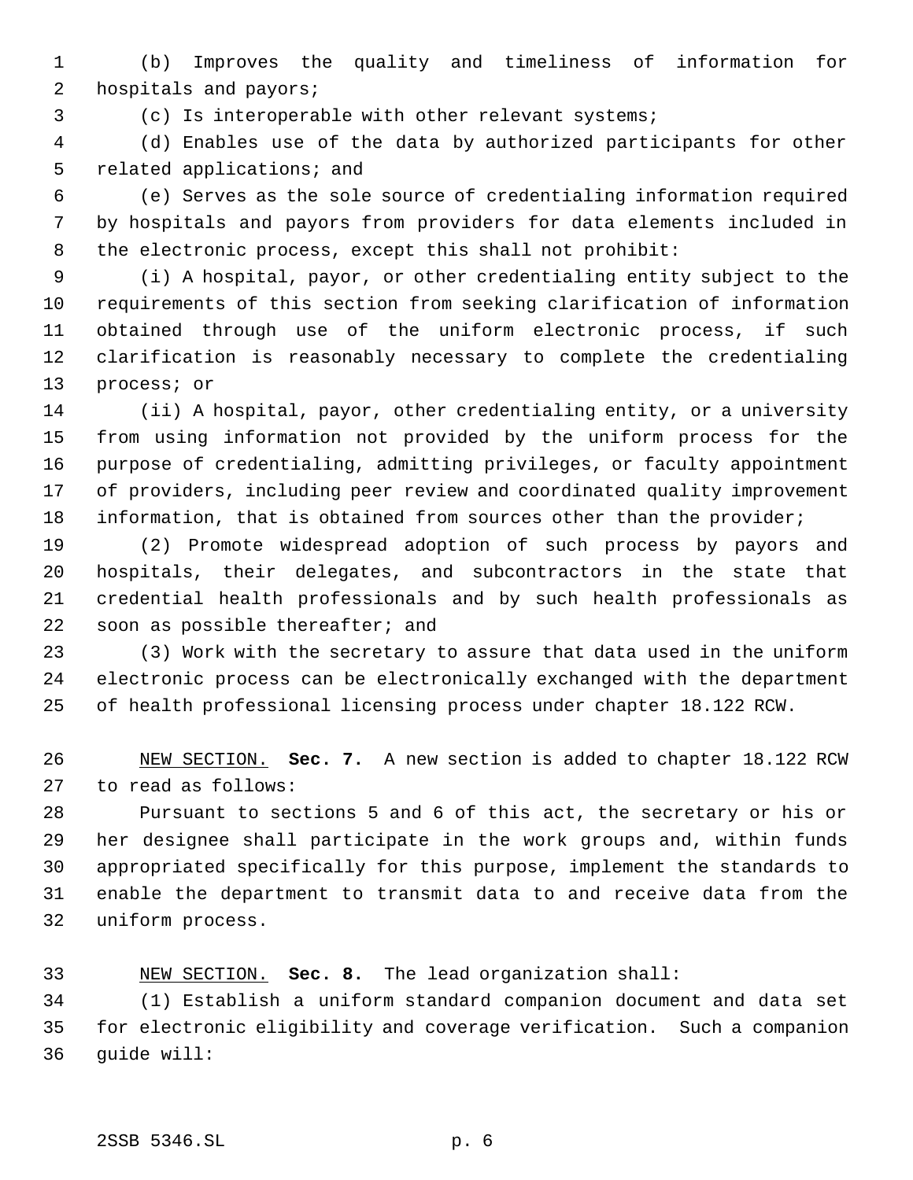(b) Improves the quality and timeliness of information for hospitals and payors;

(c) Is interoperable with other relevant systems;

(d) Enables use of the data by authorized participants for other related applications; and

(e) Serves as the sole source of credentialing information required by hospitals and payors from providers for data elements included in the electronic process, except this shall not prohibit:

(i) A hospital, payor, or other credentialing entity subject to the requirements of this section from seeking clarification of information obtained through use of the uniform electronic process, if such clarification is reasonably necessary to complete the credentialing process; or

(ii) A hospital, payor, other credentialing entity, or a university from using information not provided by the uniform process for the purpose of credentialing, admitting privileges, or faculty appointment of providers, including peer review and coordinated quality improvement information, that is obtained from sources other than the provider;

(2) Promote widespread adoption of such process by payors and hospitals, their delegates, and subcontractors in the state that credential health professionals and by such health professionals as soon as possible thereafter; and

(3) Work with the secretary to assure that data used in the uniform electronic process can be electronically exchanged with the department of health professional licensing process under chapter 18.122 RCW.

NEW SECTION. **Sec. 7.** A new section is added to chapter 18.122 RCW to read as follows:

Pursuant to sections 5 and 6 of this act, the secretary or his or her designee shall participate in the work groups and, within funds appropriated specifically for this purpose, implement the standards to enable the department to transmit data to and receive data from the uniform process.

NEW SECTION. **Sec. 8.** The lead organization shall:

(1) Establish a uniform standard companion document and data set for electronic eligibility and coverage verification. Such a companion guide will: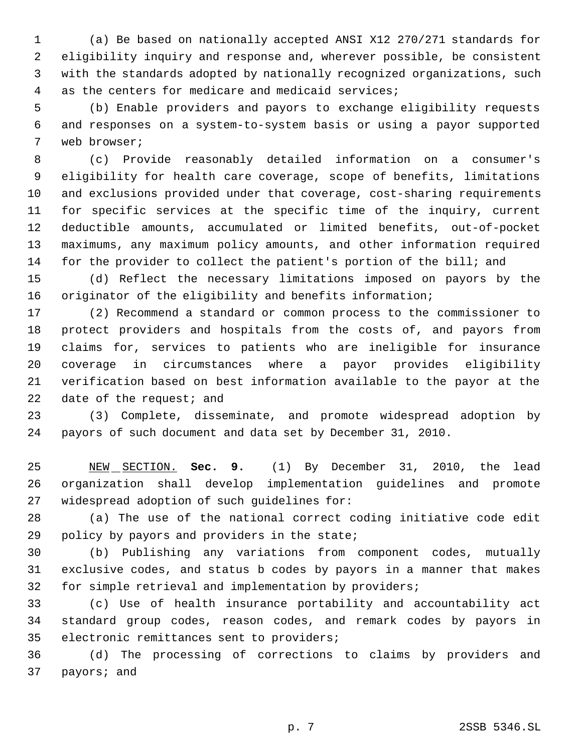(a) Be based on nationally accepted ANSI X12 270/271 standards for eligibility inquiry and response and, wherever possible, be consistent with the standards adopted by nationally recognized organizations, such as the centers for medicare and medicaid services;

(b) Enable providers and payors to exchange eligibility requests and responses on a system-to-system basis or using a payor supported web browser;

(c) Provide reasonably detailed information on a consumer's eligibility for health care coverage, scope of benefits, limitations and exclusions provided under that coverage, cost-sharing requirements for specific services at the specific time of the inquiry, current deductible amounts, accumulated or limited benefits, out-of-pocket maximums, any maximum policy amounts, and other information required for the provider to collect the patient's portion of the bill; and

(d) Reflect the necessary limitations imposed on payors by the originator of the eligibility and benefits information;

(2) Recommend a standard or common process to the commissioner to protect providers and hospitals from the costs of, and payors from claims for, services to patients who are ineligible for insurance coverage in circumstances where a payor provides eligibility verification based on best information available to the payor at the date of the request; and

(3) Complete, disseminate, and promote widespread adoption by payors of such document and data set by December 31, 2010.

NEW SECTION. **Sec. 9.** (1) By December 31, 2010, the lead organization shall develop implementation guidelines and promote widespread adoption of such guidelines for:

(a) The use of the national correct coding initiative code edit policy by payors and providers in the state;

(b) Publishing any variations from component codes, mutually exclusive codes, and status b codes by payors in a manner that makes for simple retrieval and implementation by providers;

(c) Use of health insurance portability and accountability act standard group codes, reason codes, and remark codes by payors in electronic remittances sent to providers;

(d) The processing of corrections to claims by providers and payors; and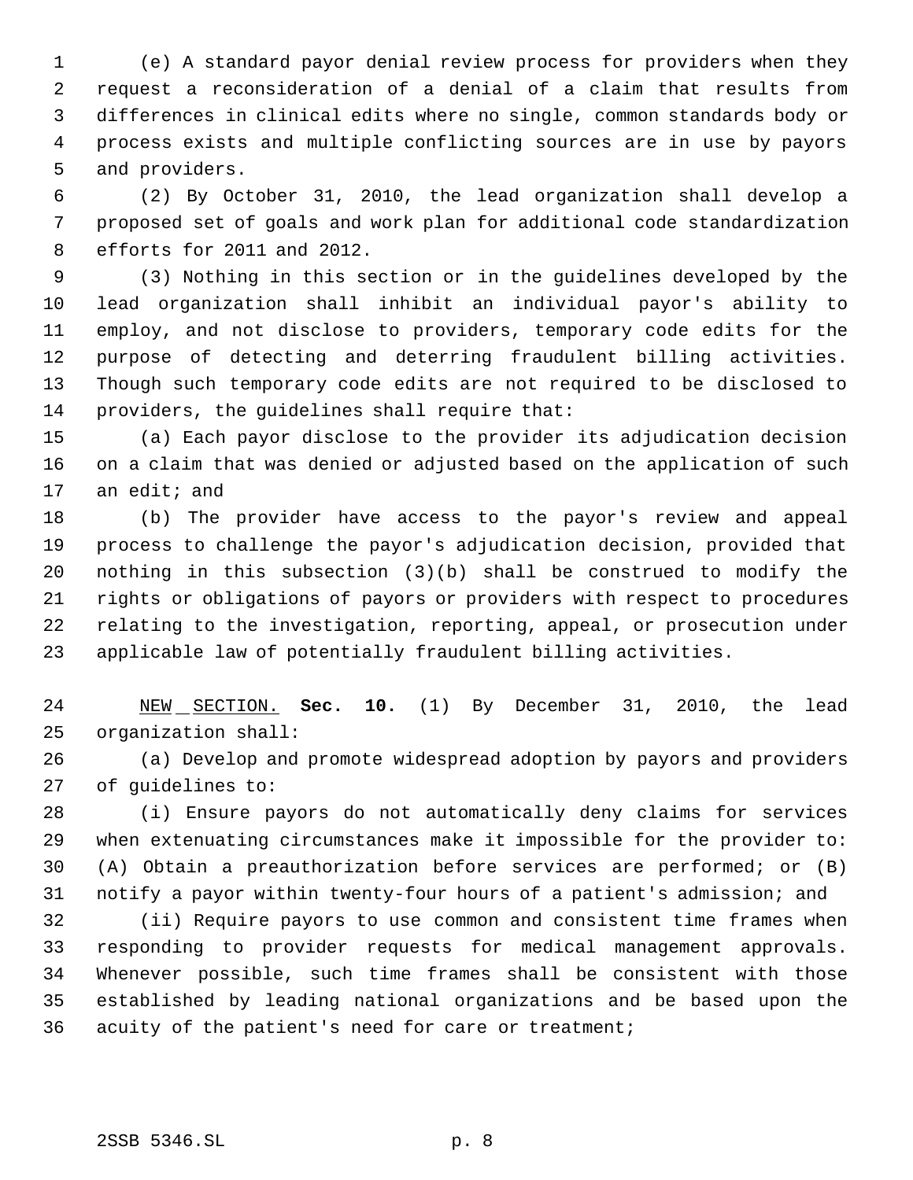(e) A standard payor denial review process for providers when they request a reconsideration of a denial of a claim that results from differences in clinical edits where no single, common standards body or process exists and multiple conflicting sources are in use by payors and providers.

(2) By October 31, 2010, the lead organization shall develop a proposed set of goals and work plan for additional code standardization efforts for 2011 and 2012.

(3) Nothing in this section or in the guidelines developed by the lead organization shall inhibit an individual payor's ability to employ, and not disclose to providers, temporary code edits for the purpose of detecting and deterring fraudulent billing activities. Though such temporary code edits are not required to be disclosed to providers, the guidelines shall require that:

(a) Each payor disclose to the provider its adjudication decision on a claim that was denied or adjusted based on the application of such an edit; and

(b) The provider have access to the payor's review and appeal process to challenge the payor's adjudication decision, provided that nothing in this subsection (3)(b) shall be construed to modify the rights or obligations of payors or providers with respect to procedures relating to the investigation, reporting, appeal, or prosecution under applicable law of potentially fraudulent billing activities.

NEW SECTION. **Sec. 10.** (1) By December 31, 2010, the lead organization shall:

(a) Develop and promote widespread adoption by payors and providers of guidelines to:

(i) Ensure payors do not automatically deny claims for services when extenuating circumstances make it impossible for the provider to: (A) Obtain a preauthorization before services are performed; or (B) notify a payor within twenty-four hours of a patient's admission; and

(ii) Require payors to use common and consistent time frames when responding to provider requests for medical management approvals. Whenever possible, such time frames shall be consistent with those established by leading national organizations and be based upon the acuity of the patient's need for care or treatment;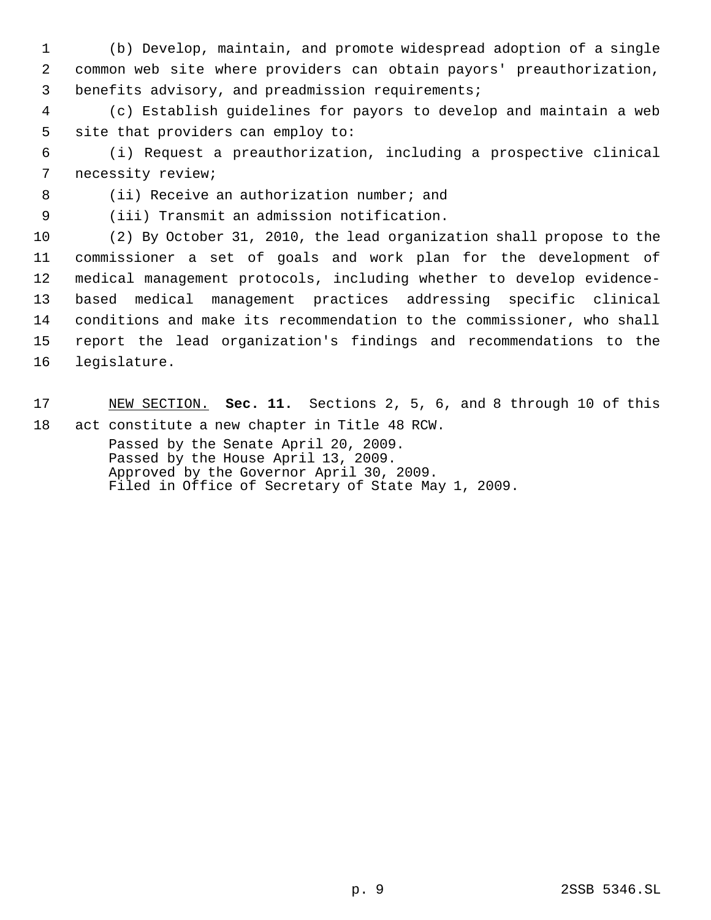(b) Develop, maintain, and promote widespread adoption of a single common web site where providers can obtain payors' preauthorization, benefits advisory, and preadmission requirements;

(c) Establish guidelines for payors to develop and maintain a web site that providers can employ to:

(i) Request a preauthorization, including a prospective clinical necessity review;

(ii) Receive an authorization number; and

(iii) Transmit an admission notification.

(2) By October 31, 2010, the lead organization shall propose to the commissioner a set of goals and work plan for the development of medical management protocols, including whether to develop evidence-based medical management practices addressing specific clinical conditions and make its recommendation to the commissioner, who shall report the lead organization's findings and recommendations to the legislature.

NEW SECTION. **Sec. 11.** Sections 2, 5, 6, and 8 through 10 of this act constitute a new chapter in Title 48 RCW.

Passed by the Senate April 20, 2009.
Passed by the House April 13, 2009.
Approved by the Governor April 30, 2009.
Filed in Office of Secretary of State May 1, 2009.